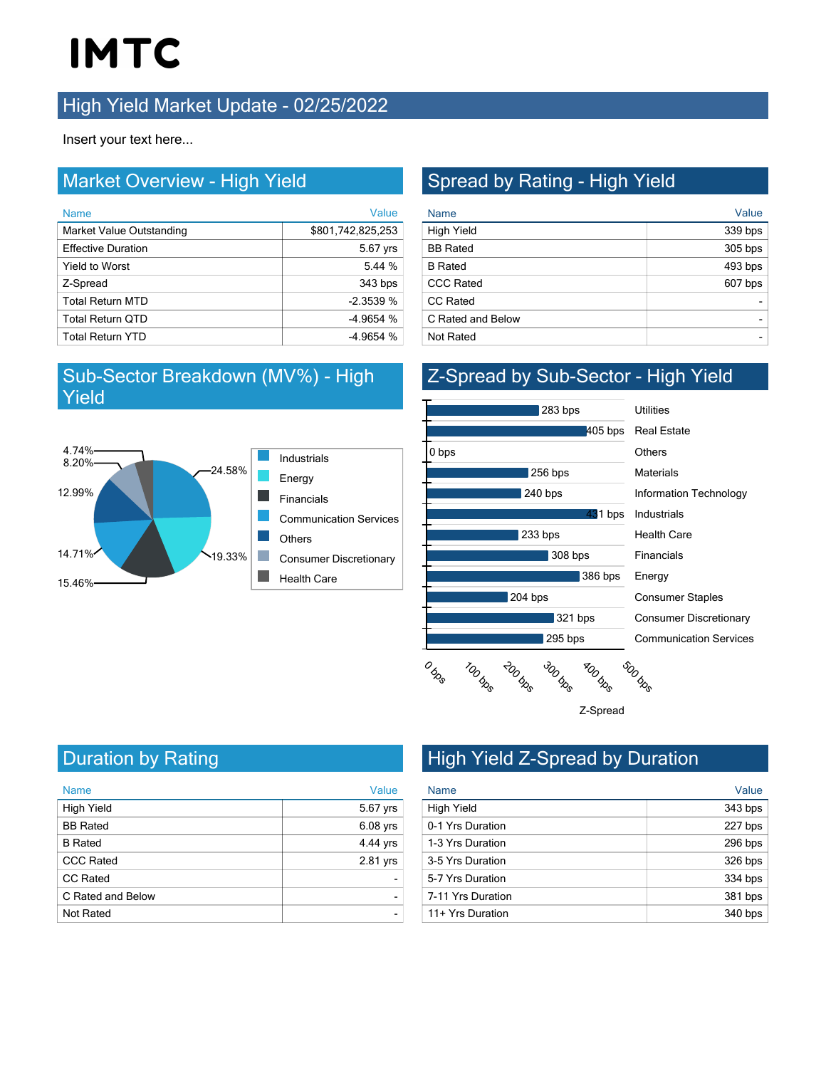# IMTC

## High Yield Market Update - 02/25/2022

Insert your text here...

## Market Overview - High Yield

| Name | Value |
|---|---|
| Market Value Outstanding | $801,742,825,253 |
| Effective Duration | 5.67 yrs |
| Yield to Worst | 5.44 % |
| Z-Spread | 343 bps |
| Total Return MTD | -2.3539 % |
| Total Return QTD | -4.9654 % |
| Total Return YTD | -4.9654 % |

## Spread by Rating - High Yield

| Name | Value |
|---|---|
| High Yield | 339 bps |
| BB Rated | 305 bps |
| B Rated | 493 bps |
| CCC Rated | 607 bps |
| CC Rated | - |
| C Rated and Below | - |
| Not Rated | - |

## Sub-Sector Breakdown (MV%) - High Yield

| Sub-Sector | MV% |
|---|---|
| Industrials | 24.58% |
| Energy | 19.33% |
| Financials | 15.46% |
| Communication Services | 14.71% |
| Others | 12.99% |
| Consumer Discretionary | 8.20% |
| Health Care | 4.74% |

## Z-Spread by Sub-Sector - High Yield

| Sub-Sector | Z-Spread |
|---|---|
| Utilities | 283 bps |
| Real Estate | 405 bps |
| Others | 0 bps |
| Materials | 256 bps |
| Information Technology | 240 bps |
| Industrials | 431 bps |
| Health Care | 233 bps |
| Financials | 308 bps |
| Energy | 386 bps |
| Consumer Staples | 204 bps |
| Consumer Discretionary | 321 bps |
| Communication Services | 295 bps |

## Duration by Rating

| Name | Value |
|---|---|
| High Yield | 5.67 yrs |
| BB Rated | 6.08 yrs |
| B Rated | 4.44 yrs |
| CCC Rated | 2.81 yrs |
| CC Rated | - |
| C Rated and Below | - |
| Not Rated | - |

## High Yield Z-Spread by Duration

| Name | Value |
|---|---|
| High Yield | 343 bps |
| 0-1 Yrs Duration | 227 bps |
| 1-3 Yrs Duration | 296 bps |
| 3-5 Yrs Duration | 326 bps |
| 5-7 Yrs Duration | 334 bps |
| 7-11 Yrs Duration | 381 bps |
| 11+ Yrs Duration | 340 bps |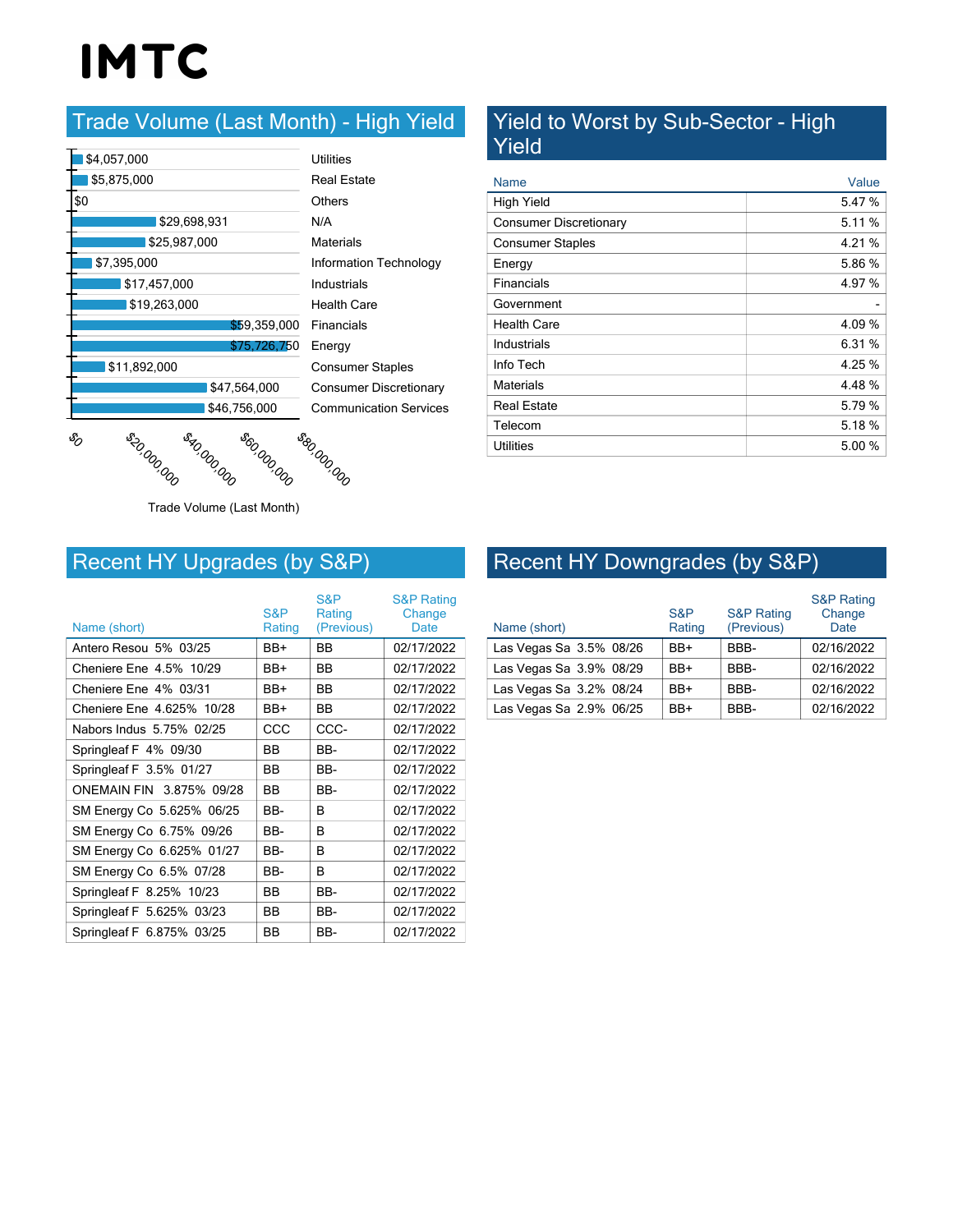# IMTC

## Trade Volume (Last Month) - High Yield

$4,057,000 Utilities
$5,875,000 Real Estate
$0 Others
$29,698,931 N/A
$25,987,000 Materials
$7,395,000 Information Technology
$17,457,000 Industrials
$19,263,000 Health Care
$59,359,000 Financials
$75,726,750 Energy
$11,892,000 Consumer Staples
$47,564,000 Consumer Discretionary
$46,756,000 Communication Services

$0
$20,000,000
$40,000,000
$60,000,000
$80,000,000

Trade Volume (Last Month)

## Yield to Worst by Sub-Sector - High Yield

| Name | Value |
|---|---|
| High Yield | 5.47 % |
| Consumer Discretionary | 5.11 % |
| Consumer Staples | 4.21 % |
| Energy | 5.86 % |
| Financials | 4.97 % |
| Government | - |
| Health Care | 4.09 % |
| Industrials | 6.31 % |
| Info Tech | 4.25 % |
| Materials | 4.48 % |
| Real Estate | 5.79 % |
| Telecom | 5.18 % |
| Utilities | 5.00 % |

## Recent HY Upgrades (by S&P)

| Name (short) | S&P Rating | S&P Rating (Previous) | S&P Rating Change Date |
|---|---|---|---|
| Antero Resou 5% 03/25 | BB+ | BB | 02/17/2022 |
| Cheniere Ene 4.5% 10/29 | BB+ | BB | 02/17/2022 |
| Cheniere Ene 4% 03/31 | BB+ | BB | 02/17/2022 |
| Cheniere Ene 4.625% 10/28 | BB+ | BB | 02/17/2022 |
| Nabors Indus 5.75% 02/25 | CCC | CCC- | 02/17/2022 |
| Springleaf F 4% 09/30 | BB | BB- | 02/17/2022 |
| Springleaf F 3.5% 01/27 | BB | BB- | 02/17/2022 |
| ONEMAIN FIN 3.875% 09/28 | BB | BB- | 02/17/2022 |
| SM Energy Co 5.625% 06/25 | BB- | B | 02/17/2022 |
| SM Energy Co 6.75% 09/26 | BB- | B | 02/17/2022 |
| SM Energy Co 6.625% 01/27 | BB- | B | 02/17/2022 |
| SM Energy Co 6.5% 07/28 | BB- | B | 02/17/2022 |
| Springleaf F 8.25% 10/23 | BB | BB- | 02/17/2022 |
| Springleaf F 5.625% 03/23 | BB | BB- | 02/17/2022 |
| Springleaf F 6.875% 03/25 | BB | BB- | 02/17/2022 |

## Recent HY Downgrades (by S&P)

| Name (short) | S&P Rating | S&P Rating (Previous) | S&P Rating Change Date |
|---|---|---|---|
| Las Vegas Sa 3.5% 08/26 | BB+ | BBB- | 02/16/2022 |
| Las Vegas Sa 3.9% 08/29 | BB+ | BBB- | 02/16/2022 |
| Las Vegas Sa 3.2% 08/24 | BB+ | BBB- | 02/16/2022 |
| Las Vegas Sa 2.9% 06/25 | BB+ | BBB- | 02/16/2022 |